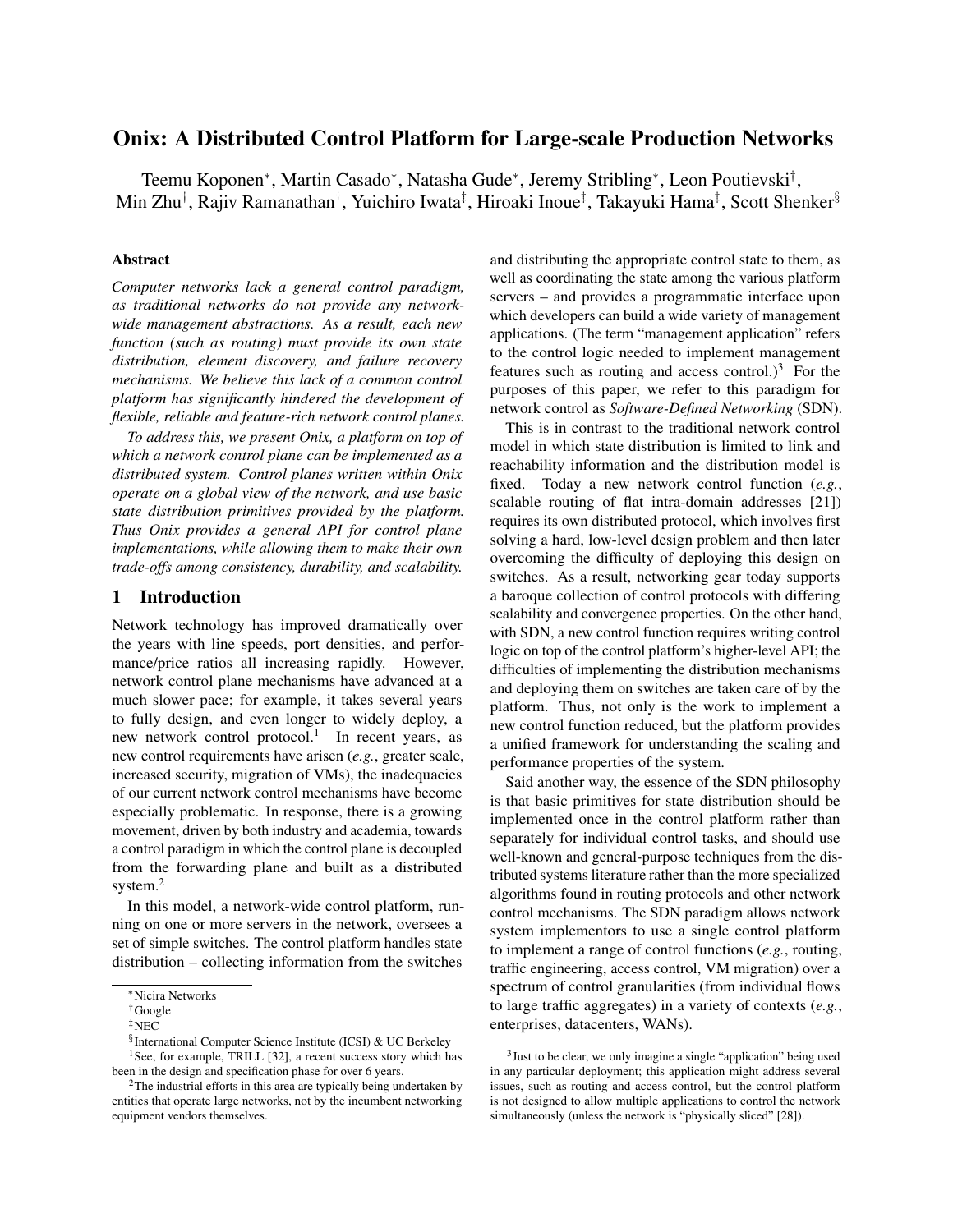# Onix: A Distributed Control Platform for Large-scale Production Networks

Teemu Koponen[*], Martin Casado[*], Natasha Gude[*], Jeremy Stribling[*], Leon Poutievski[†], Min Zhu[†], Rajiv Ramanathan[†], Yuichiro Iwata[‡], Hiroaki Inoue[‡], Takayuki Hama[‡], Scott Shenker[§]

### Abstract

*Computer networks lack a general control paradigm, as traditional networks do not provide any network-wide management abstractions. As a result, each new function (such as routing) must provide its own state distribution, element discovery, and failure recovery mechanisms. We believe this lack of a common control platform has significantly hindered the development of flexible, reliable and feature-rich network control planes.*

*To address this, we present Onix, a platform on top of which a network control plane can be implemented as a distributed system. Control planes written within Onix operate on a global view of the network, and use basic state distribution primitives provided by the platform. Thus Onix provides a general API for control plane implementations, while allowing them to make their own trade-offs among consistency, durability, and scalability.*

## 1 Introduction

Network technology has improved dramatically over the years with line speeds, port densities, and performance/price ratios all increasing rapidly. However, network control plane mechanisms have advanced at a much slower pace; for example, it takes several years to fully design, and even longer to widely deploy, a new network control protocol.[1] In recent years, as new control requirements have arisen (*e.g.*, greater scale, increased security, migration of VMs), the inadequacies of our current network control mechanisms have become especially problematic. In response, there is a growing movement, driven by both industry and academia, towards a control paradigm in which the control plane is decoupled from the forwarding plane and built as a distributed system.[2]

In this model, a network-wide control platform, running on one or more servers in the network, oversees a set of simple switches. The control platform handles state distribution – collecting information from the switches and distributing the appropriate control state to them, as well as coordinating the state among the various platform servers – and provides a programmatic interface upon which developers can build a wide variety of management applications. (The term "management application" refers to the control logic needed to implement management features such as routing and access control.)[3] For the purposes of this paper, we refer to this paradigm for network control as *Software-Defined Networking* (SDN).

This is in contrast to the traditional network control model in which state distribution is limited to link and reachability information and the distribution model is fixed. Today a new network control function (*e.g.*, scalable routing of flat intra-domain addresses [21]) requires its own distributed protocol, which involves first solving a hard, low-level design problem and then later overcoming the difficulty of deploying this design on switches. As a result, networking gear today supports a baroque collection of control protocols with differing scalability and convergence properties. On the other hand, with SDN, a new control function requires writing control logic on top of the control platform's higher-level API; the difficulties of implementing the distribution mechanisms and deploying them on switches are taken care of by the platform. Thus, not only is the work to implement a new control function reduced, but the platform provides a unified framework for understanding the scaling and performance properties of the system.

Said another way, the essence of the SDN philosophy is that basic primitives for state distribution should be implemented once in the control platform rather than separately for individual control tasks, and should use well-known and general-purpose techniques from the distributed systems literature rather than the more specialized algorithms found in routing protocols and other network control mechanisms. The SDN paradigm allows network system implementors to use a single control platform to implement a range of control functions (*e.g.*, routing, traffic engineering, access control, VM migration) over a spectrum of control granularities (from individual flows to large traffic aggregates) in a variety of contexts (*e.g.*, enterprises, datacenters, WANs).

---

[*] Nicira Networks

[†] Google

[‡] NEC

[§] International Computer Science Institute (ICSI) & UC Berkeley

[1] See, for example, TRILL [32], a recent success story which has been in the design and specification phase for over 6 years.

[2] The industrial efforts in this area are typically being undertaken by entities that operate large networks, not by the incumbent networking equipment vendors themselves.

[3] Just to be clear, we only imagine a single "application" being used in any particular deployment; this application might address several issues, such as routing and access control, but the control platform is not designed to allow multiple applications to control the network simultaneously (unless the network is "physically sliced" [28]).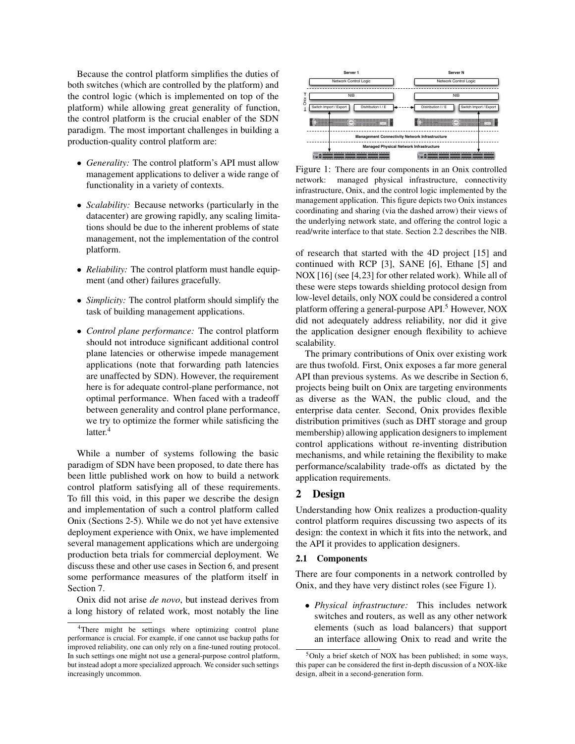Because the control platform simplifies the duties of both switches (which are controlled by the platform) and the control logic (which is implemented on top of the platform) while allowing great generality of function, the control platform is the crucial enabler of the SDN paradigm. The most important challenges in building a production-quality control platform are:

- *Generality:* The control platform's API must allow management applications to deliver a wide range of functionality in a variety of contexts.
- *Scalability:* Because networks (particularly in the datacenter) are growing rapidly, any scaling limitations should be due to the inherent problems of state management, not the implementation of the control platform.
- *Reliability:* The control platform must handle equipment (and other) failures gracefully.
- *Simplicity:* The control platform should simplify the task of building management applications.
- *Control plane performance:* The control platform should not introduce significant additional control plane latencies or otherwise impede management applications (note that forwarding path latencies are unaffected by SDN). However, the requirement here is for adequate control-plane performance, not optimal performance. When faced with a tradeoff between generality and control plane performance, we try to optimize the former while satisficing the latter.[4]

While a number of systems following the basic paradigm of SDN have been proposed, to date there has been little published work on how to build a network control platform satisfying all of these requirements. To fill this void, in this paper we describe the design and implementation of such a control platform called Onix (Sections 2-5). While we do not yet have extensive deployment experience with Onix, we have implemented several management applications which are undergoing production beta trials for commercial deployment. We discuss these and other use cases in Section 6, and present some performance measures of the platform itself in Section 7.

Onix did not arise *de novo*, but instead derives from a long history of related work, most notably the line of research that started with the 4D project [15] and continued with RCP [3], SANE [6], Ethane [5] and NOX [16] (see [4,23] for other related work). While all of these were steps towards shielding protocol design from low-level details, only NOX could be considered a control platform offering a general-purpose API.[5] However, NOX did not adequately address reliability, nor did it give the application designer enough flexibility to achieve scalability.

Figure 1: There are four components in an Onix controlled network: managed physical infrastructure, connectivity infrastructure, Onix, and the control logic implemented by the management application. This figure depicts two Onix instances coordinating and sharing (via the dashed arrow) their views of the underlying network state, and offering the control logic a read/write interface to that state. Section 2.2 describes the NIB.

The primary contributions of Onix over existing work are thus twofold. First, Onix exposes a far more general API than previous systems. As we describe in Section 6, projects being built on Onix are targeting environments as diverse as the WAN, the public cloud, and the enterprise data center. Second, Onix provides flexible distribution primitives (such as DHT storage and group membership) allowing application designers to implement control applications without re-inventing distribution mechanisms, and while retaining the flexibility to make performance/scalability trade-offs as dictated by the application requirements.

## 2 Design

Understanding how Onix realizes a production-quality control platform requires discussing two aspects of its design: the context in which it fits into the network, and the API it provides to application designers.

### 2.1 Components

There are four components in a network controlled by Onix, and they have very distinct roles (see Figure 1).

- *Physical infrastructure:* This includes network switches and routers, as well as any other network elements (such as load balancers) that support an interface allowing Onix to read and write the

[4] There might be settings where optimizing control plane performance is crucial. For example, if one cannot use backup paths for improved reliability, one can only rely on a fine-tuned routing protocol. In such settings one might not use a general-purpose control platform, but instead adopt a more specialized approach. We consider such settings increasingly uncommon.

[5] Only a brief sketch of NOX has been published; in some ways, this paper can be considered the first in-depth discussion of a NOX-like design, albeit in a second-generation form.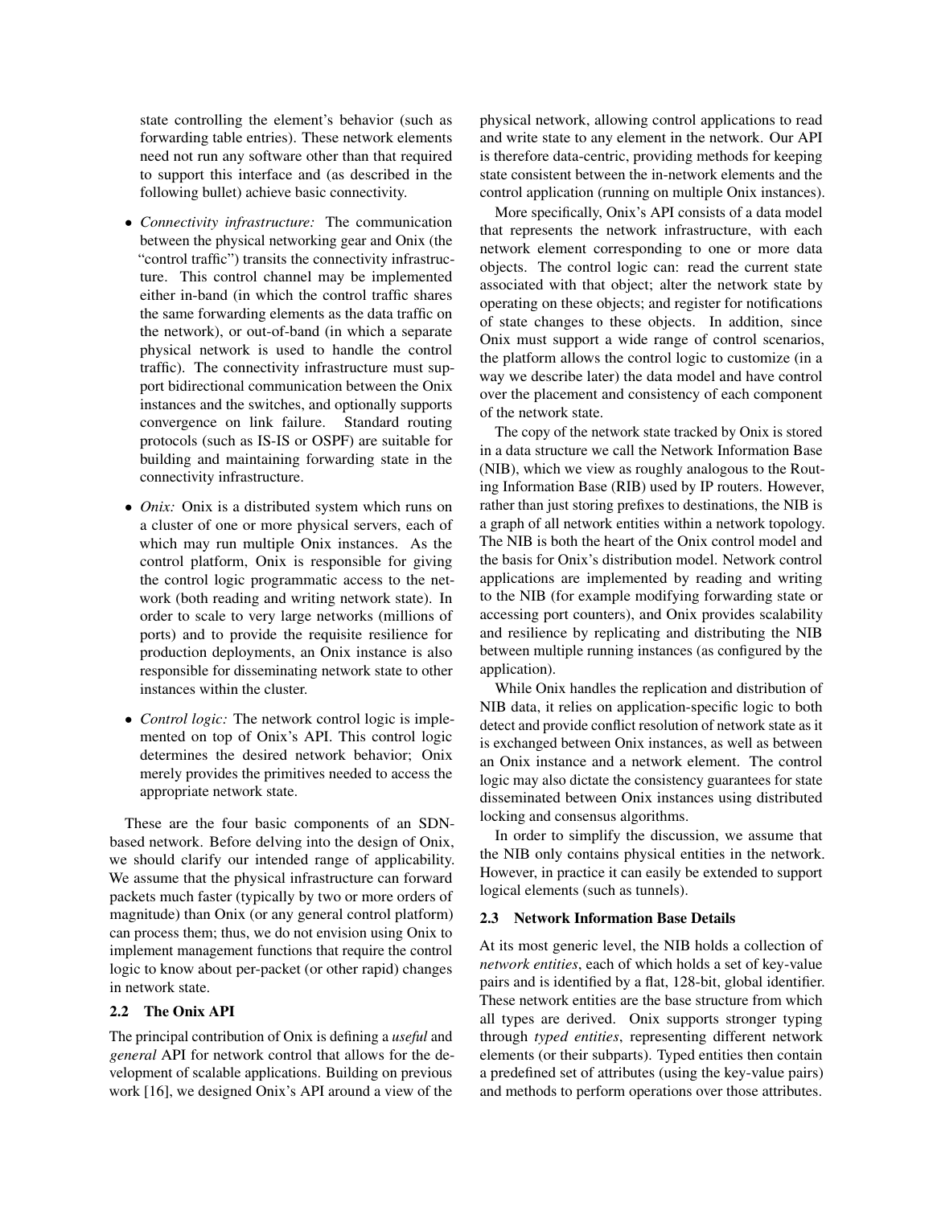state controlling the element's behavior (such as forwarding table entries). These network elements need not run any software other than that required to support this interface and (as described in the following bullet) achieve basic connectivity.

- *Connectivity infrastructure:* The communication between the physical networking gear and Onix (the "control traffic") transits the connectivity infrastructure. This control channel may be implemented either in-band (in which the control traffic shares the same forwarding elements as the data traffic on the network), or out-of-band (in which a separate physical network is used to handle the control traffic). The connectivity infrastructure must support bidirectional communication between the Onix instances and the switches, and optionally supports convergence on link failure. Standard routing protocols (such as IS-IS or OSPF) are suitable for building and maintaining forwarding state in the connectivity infrastructure.
- *Onix:* Onix is a distributed system which runs on a cluster of one or more physical servers, each of which may run multiple Onix instances. As the control platform, Onix is responsible for giving the control logic programmatic access to the network (both reading and writing network state). In order to scale to very large networks (millions of ports) and to provide the requisite resilience for production deployments, an Onix instance is also responsible for disseminating network state to other instances within the cluster.
- *Control logic:* The network control logic is implemented on top of Onix's API. This control logic determines the desired network behavior; Onix merely provides the primitives needed to access the appropriate network state.

These are the four basic components of an SDN-based network. Before delving into the design of Onix, we should clarify our intended range of applicability. We assume that the physical infrastructure can forward packets much faster (typically by two or more orders of magnitude) than Onix (or any general control platform) can process them; thus, we do not envision using Onix to implement management functions that require the control logic to know about per-packet (or other rapid) changes in network state.

### 2.2 The Onix API

The principal contribution of Onix is defining a *useful* and *general* API for network control that allows for the development of scalable applications. Building on previous work [16], we designed Onix's API around a view of the physical network, allowing control applications to read and write state to any element in the network. Our API is therefore data-centric, providing methods for keeping state consistent between the in-network elements and the control application (running on multiple Onix instances).

More specifically, Onix's API consists of a data model that represents the network infrastructure, with each network element corresponding to one or more data objects. The control logic can: read the current state associated with that object; alter the network state by operating on these objects; and register for notifications of state changes to these objects. In addition, since Onix must support a wide range of control scenarios, the platform allows the control logic to customize (in a way we describe later) the data model and have control over the placement and consistency of each component of the network state.

The copy of the network state tracked by Onix is stored in a data structure we call the Network Information Base (NIB), which we view as roughly analogous to the Routing Information Base (RIB) used by IP routers. However, rather than just storing prefixes to destinations, the NIB is a graph of all network entities within a network topology. The NIB is both the heart of the Onix control model and the basis for Onix's distribution model. Network control applications are implemented by reading and writing to the NIB (for example modifying forwarding state or accessing port counters), and Onix provides scalability and resilience by replicating and distributing the NIB between multiple running instances (as configured by the application).

While Onix handles the replication and distribution of NIB data, it relies on application-specific logic to both detect and provide conflict resolution of network state as it is exchanged between Onix instances, as well as between an Onix instance and a network element. The control logic may also dictate the consistency guarantees for state disseminated between Onix instances using distributed locking and consensus algorithms.

In order to simplify the discussion, we assume that the NIB only contains physical entities in the network. However, in practice it can easily be extended to support logical elements (such as tunnels).

### 2.3 Network Information Base Details

At its most generic level, the NIB holds a collection of *network entities*, each of which holds a set of key-value pairs and is identified by a flat, 128-bit, global identifier. These network entities are the base structure from which all types are derived. Onix supports stronger typing through *typed entities*, representing different network elements (or their subparts). Typed entities then contain a predefined set of attributes (using the key-value pairs) and methods to perform operations over those attributes.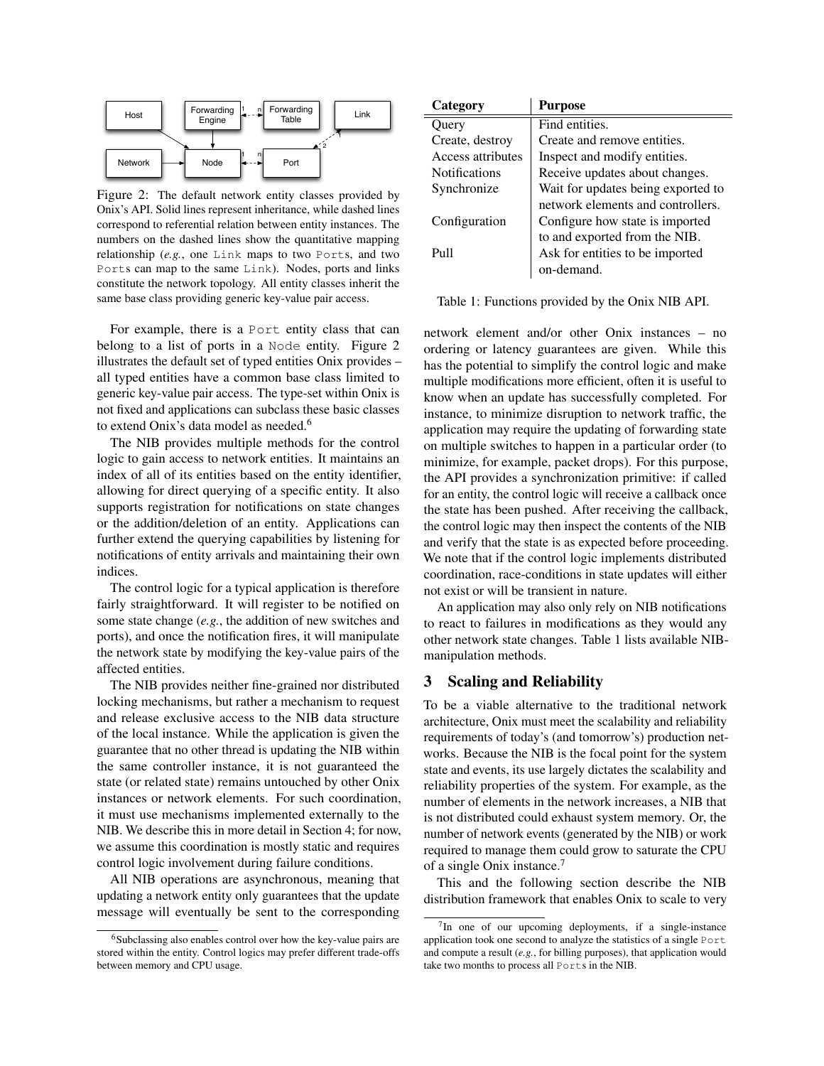Figure 2: The default network entity classes provided by Onix's API. Solid lines represent inheritance, while dashed lines correspond to referential relation between entity instances. The numbers on the dashed lines show the quantitative mapping relationship (*e.g.*, one Link maps to two Ports, and two Ports can map to the same Link). Nodes, ports and links constitute the network topology. All entity classes inherit the same base class providing generic key-value pair access.

For example, there is a Port entity class that can belong to a list of ports in a Node entity. Figure 2 illustrates the default set of typed entities Onix provides – all typed entities have a common base class limited to generic key-value pair access. The type-set within Onix is not fixed and applications can subclass these basic classes to extend Onix's data model as needed.[6]

The NIB provides multiple methods for the control logic to gain access to network entities. It maintains an index of all of its entities based on the entity identifier, allowing for direct querying of a specific entity. It also supports registration for notifications on state changes or the addition/deletion of an entity. Applications can further extend the querying capabilities by listening for notifications of entity arrivals and maintaining their own indices.

The control logic for a typical application is therefore fairly straightforward. It will register to be notified on some state change (*e.g.*, the addition of new switches and ports), and once the notification fires, it will manipulate the network state by modifying the key-value pairs of the affected entities.

The NIB provides neither fine-grained nor distributed locking mechanisms, but rather a mechanism to request and release exclusive access to the NIB data structure of the local instance. While the application is given the guarantee that no other thread is updating the NIB within the same controller instance, it is not guaranteed the state (or related state) remains untouched by other Onix instances or network elements. For such coordination, it must use mechanisms implemented externally to the NIB. We describe this in more detail in Section 4; for now, we assume this coordination is mostly static and requires control logic involvement during failure conditions.

All NIB operations are asynchronous, meaning that updating a network entity only guarantees that the update message will eventually be sent to the corresponding network element and/or other Onix instances – no ordering or latency guarantees are given. While this has the potential to simplify the control logic and make multiple modifications more efficient, often it is useful to know when an update has successfully completed. For instance, to minimize disruption to network traffic, the application may require the updating of forwarding state on multiple switches to happen in a particular order (to minimize, for example, packet drops). For this purpose, the API provides a synchronization primitive: if called for an entity, the control logic will receive a callback once the state has been pushed. After receiving the callback, the control logic may then inspect the contents of the NIB and verify that the state is as expected before proceeding. We note that if the control logic implements distributed coordination, race-conditions in state updates will either not exist or will be transient in nature.

An application may also only rely on NIB notifications to react to failures in modifications as they would any other network state changes. Table 1 lists available NIB-manipulation methods.

| Category | Purpose |
|---|---|
| Query | Find entities. |
| Create, destroy | Create and remove entities. |
| Access attributes | Inspect and modify entities. |
| Notifications | Receive updates about changes. |
| Synchronize | Wait for updates being exported to network elements and controllers. |
| Configuration | Configure how state is imported to and exported from the NIB. |
| Pull | Ask for entities to be imported on-demand. |

Table 1: Functions provided by the Onix NIB API.

## 3 Scaling and Reliability

To be a viable alternative to the traditional network architecture, Onix must meet the scalability and reliability requirements of today's (and tomorrow's) production networks. Because the NIB is the focal point for the system state and events, its use largely dictates the scalability and reliability properties of the system. For example, as the number of elements in the network increases, a NIB that is not distributed could exhaust system memory. Or, the number of network events (generated by the NIB) or work required to manage them could grow to saturate the CPU of a single Onix instance.[7]

This and the following section describe the NIB distribution framework that enables Onix to scale to very

[6] Subclassing also enables control over how the key-value pairs are stored within the entity. Control logics may prefer different trade-offs between memory and CPU usage.

[7] In one of our upcoming deployments, if a single-instance application took one second to analyze the statistics of a single Port and compute a result (*e.g.*, for billing purposes), that application would take two months to process all Ports in the NIB.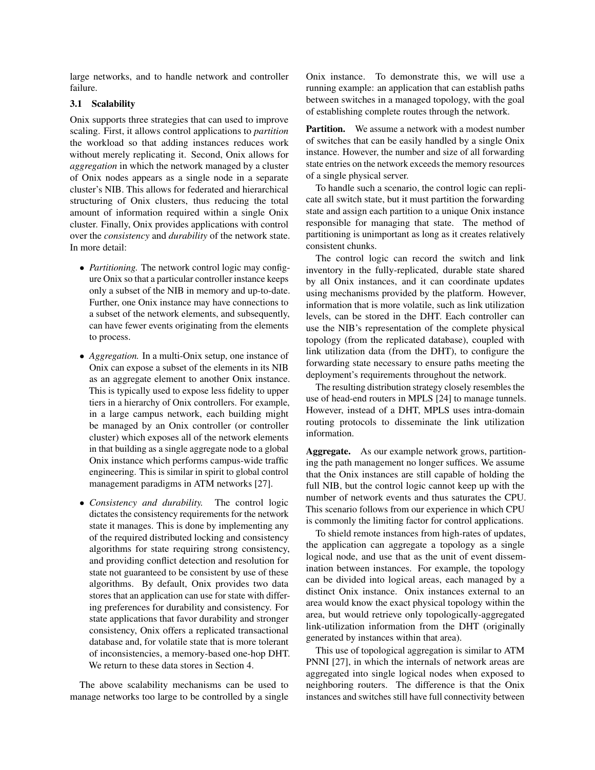large networks, and to handle network and controller failure.

### 3.1 Scalability

Onix supports three strategies that can used to improve scaling. First, it allows control applications to *partition* the workload so that adding instances reduces work without merely replicating it. Second, Onix allows for *aggregation* in which the network managed by a cluster of Onix nodes appears as a single node in a separate cluster's NIB. This allows for federated and hierarchical structuring of Onix clusters, thus reducing the total amount of information required within a single Onix cluster. Finally, Onix provides applications with control over the *consistency* and *durability* of the network state. In more detail:

- *Partitioning.* The network control logic may configure Onix so that a particular controller instance keeps only a subset of the NIB in memory and up-to-date. Further, one Onix instance may have connections to a subset of the network elements, and subsequently, can have fewer events originating from the elements to process.
- *Aggregation.* In a multi-Onix setup, one instance of Onix can expose a subset of the elements in its NIB as an aggregate element to another Onix instance. This is typically used to expose less fidelity to upper tiers in a hierarchy of Onix controllers. For example, in a large campus network, each building might be managed by an Onix controller (or controller cluster) which exposes all of the network elements in that building as a single aggregate node to a global Onix instance which performs campus-wide traffic engineering. This is similar in spirit to global control management paradigms in ATM networks [27].
- *Consistency and durability.* The control logic dictates the consistency requirements for the network state it manages. This is done by implementing any of the required distributed locking and consistency algorithms for state requiring strong consistency, and providing conflict detection and resolution for state not guaranteed to be consistent by use of these algorithms. By default, Onix provides two data stores that an application can use for state with differing preferences for durability and consistency. For state applications that favor durability and stronger consistency, Onix offers a replicated transactional database and, for volatile state that is more tolerant of inconsistencies, a memory-based one-hop DHT. We return to these data stores in Section 4.

The above scalability mechanisms can be used to manage networks too large to be controlled by a single Onix instance. To demonstrate this, we will use a running example: an application that can establish paths between switches in a managed topology, with the goal of establishing complete routes through the network.

**Partition.** We assume a network with a modest number of switches that can be easily handled by a single Onix instance. However, the number and size of all forwarding state entries on the network exceeds the memory resources of a single physical server.

To handle such a scenario, the control logic can replicate all switch state, but it must partition the forwarding state and assign each partition to a unique Onix instance responsible for managing that state. The method of partitioning is unimportant as long as it creates relatively consistent chunks.

The control logic can record the switch and link inventory in the fully-replicated, durable state shared by all Onix instances, and it can coordinate updates using mechanisms provided by the platform. However, information that is more volatile, such as link utilization levels, can be stored in the DHT. Each controller can use the NIB's representation of the complete physical topology (from the replicated database), coupled with link utilization data (from the DHT), to configure the forwarding state necessary to ensure paths meeting the deployment's requirements throughout the network.

The resulting distribution strategy closely resembles the use of head-end routers in MPLS [24] to manage tunnels. However, instead of a DHT, MPLS uses intra-domain routing protocols to disseminate the link utilization information.

**Aggregate.** As our example network grows, partitioning the path management no longer suffices. We assume that the Onix instances are still capable of holding the full NIB, but the control logic cannot keep up with the number of network events and thus saturates the CPU. This scenario follows from our experience in which CPU is commonly the limiting factor for control applications.

To shield remote instances from high-rates of updates, the application can aggregate a topology as a single logical node, and use that as the unit of event dissemination between instances. For example, the topology can be divided into logical areas, each managed by a distinct Onix instance. Onix instances external to an area would know the exact physical topology within the area, but would retrieve only topologically-aggregated link-utilization information from the DHT (originally generated by instances within that area).

This use of topological aggregation is similar to ATM PNNI [27], in which the internals of network areas are aggregated into single logical nodes when exposed to neighboring routers. The difference is that the Onix instances and switches still have full connectivity between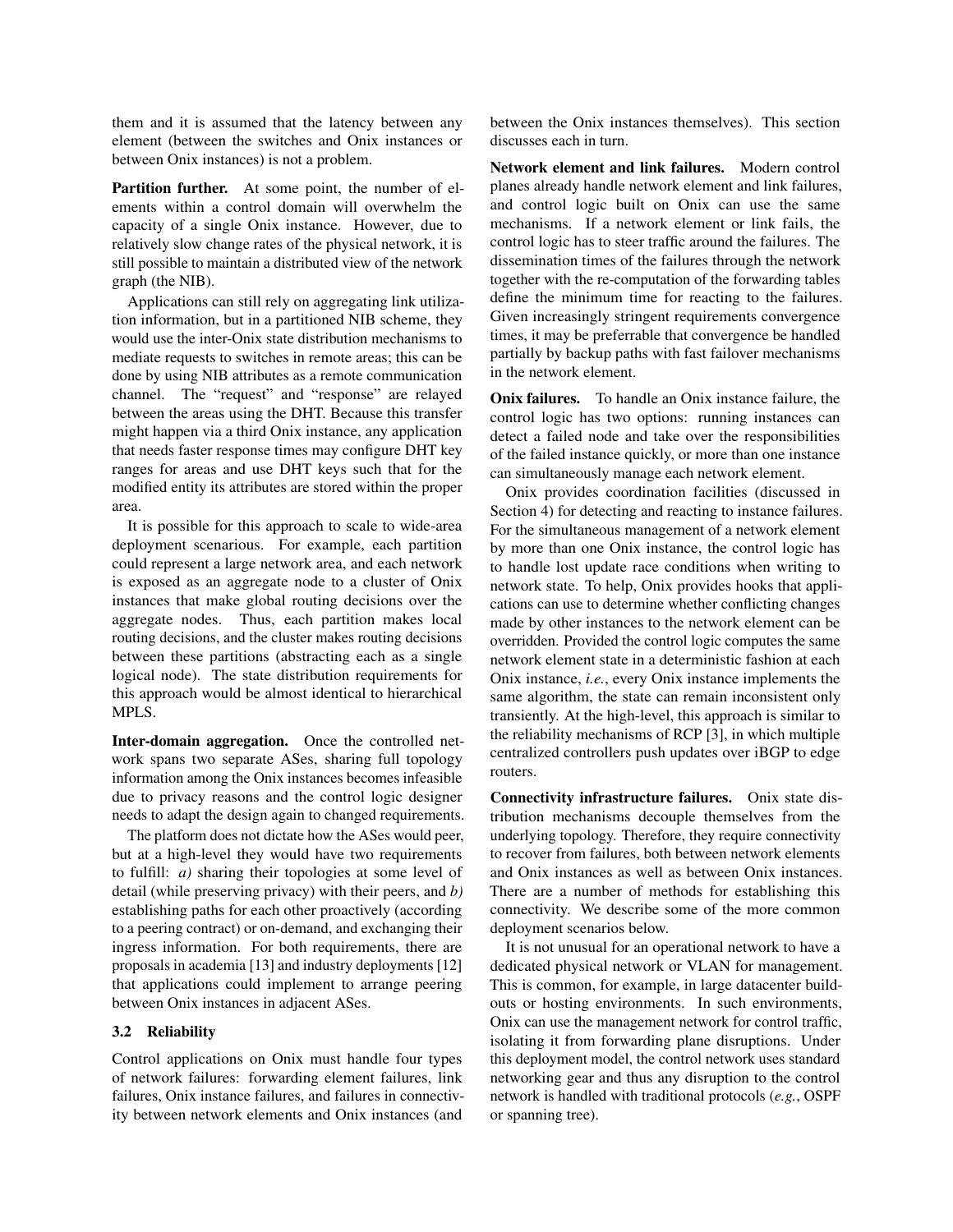them and it is assumed that the latency between any element (between the switches and Onix instances or between Onix instances) is not a problem.

**Partition further.** At some point, the number of elements within a control domain will overwhelm the capacity of a single Onix instance. However, due to relatively slow change rates of the physical network, it is still possible to maintain a distributed view of the network graph (the NIB).

Applications can still rely on aggregating link utilization information, but in a partitioned NIB scheme, they would use the inter-Onix state distribution mechanisms to mediate requests to switches in remote areas; this can be done by using NIB attributes as a remote communication channel. The "request" and "response" are relayed between the areas using the DHT. Because this transfer might happen via a third Onix instance, any application that needs faster response times may configure DHT key ranges for areas and use DHT keys such that for the modified entity its attributes are stored within the proper area.

It is possible for this approach to scale to wide-area deployment scenarious. For example, each partition could represent a large network area, and each network is exposed as an aggregate node to a cluster of Onix instances that make global routing decisions over the aggregate nodes. Thus, each partition makes local routing decisions, and the cluster makes routing decisions between these partitions (abstracting each as a single logical node). The state distribution requirements for this approach would be almost identical to hierarchical MPLS.

**Inter-domain aggregation.** Once the controlled network spans two separate ASes, sharing full topology information among the Onix instances becomes infeasible due to privacy reasons and the control logic designer needs to adapt the design again to changed requirements.

The platform does not dictate how the ASes would peer, but at a high-level they would have two requirements to fulfill: *a)* sharing their topologies at some level of detail (while preserving privacy) with their peers, and *b)* establishing paths for each other proactively (according to a peering contract) or on-demand, and exchanging their ingress information. For both requirements, there are proposals in academia [13] and industry deployments [12] that applications could implement to arrange peering between Onix instances in adjacent ASes.

### 3.2 Reliability

Control applications on Onix must handle four types of network failures: forwarding element failures, link failures, Onix instance failures, and failures in connectivity between network elements and Onix instances (and between the Onix instances themselves). This section discusses each in turn.

**Network element and link failures.** Modern control planes already handle network element and link failures, and control logic built on Onix can use the same mechanisms. If a network element or link fails, the control logic has to steer traffic around the failures. The dissemination times of the failures through the network together with the re-computation of the forwarding tables define the minimum time for reacting to the failures. Given increasingly stringent requirements convergence times, it may be preferrable that convergence be handled partially by backup paths with fast failover mechanisms in the network element.

**Onix failures.** To handle an Onix instance failure, the control logic has two options: running instances can detect a failed node and take over the responsibilities of the failed instance quickly, or more than one instance can simultaneously manage each network element.

Onix provides coordination facilities (discussed in Section 4) for detecting and reacting to instance failures. For the simultaneous management of a network element by more than one Onix instance, the control logic has to handle lost update race conditions when writing to network state. To help, Onix provides hooks that applications can use to determine whether conflicting changes made by other instances to the network element can be overridden. Provided the control logic computes the same network element state in a deterministic fashion at each Onix instance, *i.e.*, every Onix instance implements the same algorithm, the state can remain inconsistent only transiently. At the high-level, this approach is similar to the reliability mechanisms of RCP [3], in which multiple centralized controllers push updates over iBGP to edge routers.

**Connectivity infrastructure failures.** Onix state distribution mechanisms decouple themselves from the underlying topology. Therefore, they require connectivity to recover from failures, both between network elements and Onix instances as well as between Onix instances. There are a number of methods for establishing this connectivity. We describe some of the more common deployment scenarios below.

It is not unusual for an operational network to have a dedicated physical network or VLAN for management. This is common, for example, in large datacenter buildouts or hosting environments. In such environments, Onix can use the management network for control traffic, isolating it from forwarding plane disruptions. Under this deployment model, the control network uses standard networking gear and thus any disruption to the control network is handled with traditional protocols (*e.g.*, OSPF or spanning tree).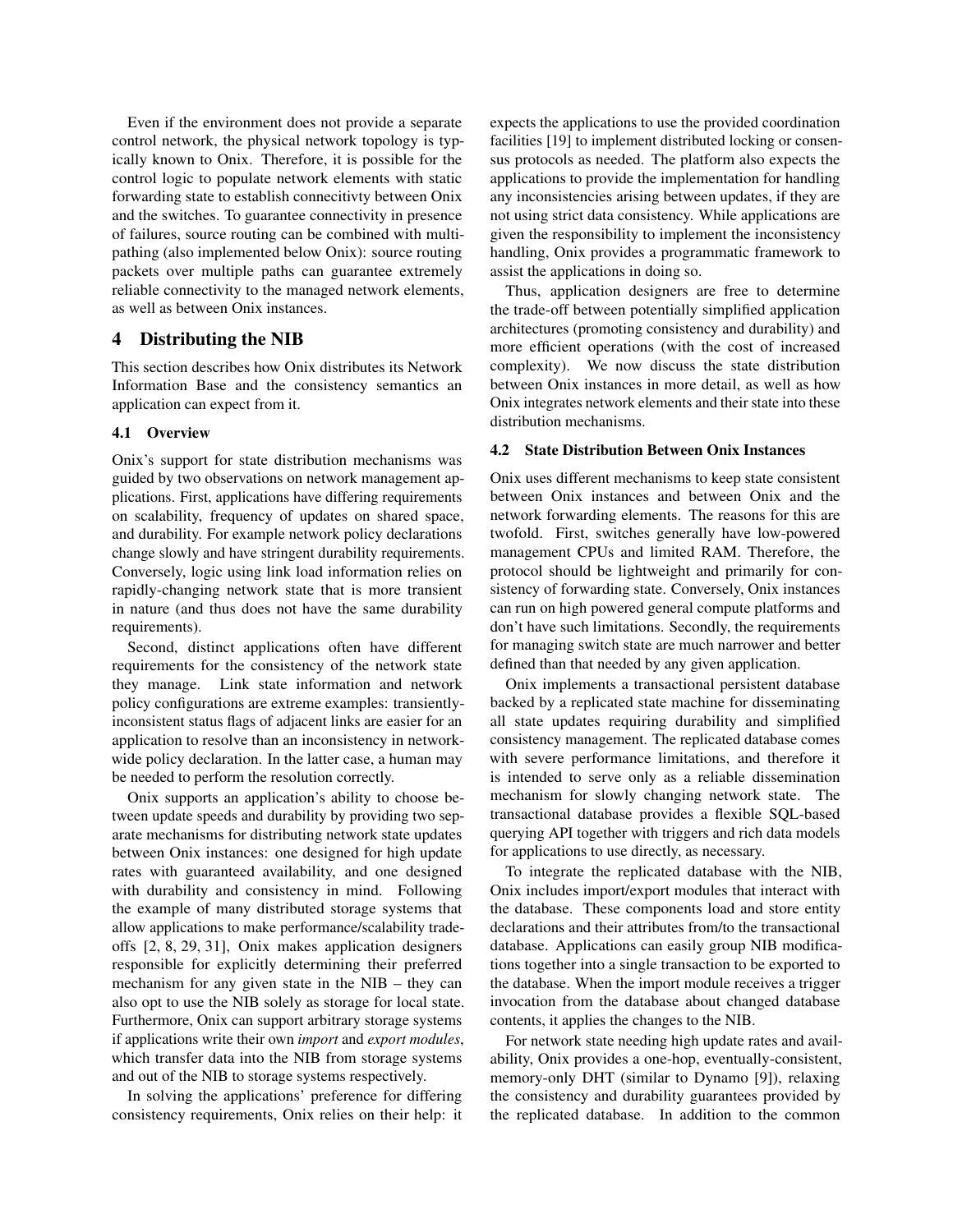Even if the environment does not provide a separate control network, the physical network topology is typically known to Onix. Therefore, it is possible for the control logic to populate network elements with static forwarding state to establish connecitivty between Onix and the switches. To guarantee connectivity in presence of failures, source routing can be combined with multipathing (also implemented below Onix): source routing packets over multiple paths can guarantee extremely reliable connectivity to the managed network elements, as well as between Onix instances.

## 4 Distributing the NIB

This section describes how Onix distributes its Network Information Base and the consistency semantics an application can expect from it.

### 4.1 Overview

Onix's support for state distribution mechanisms was guided by two observations on network management applications. First, applications have differing requirements on scalability, frequency of updates on shared space, and durability. For example network policy declarations change slowly and have stringent durability requirements. Conversely, logic using link load information relies on rapidly-changing network state that is more transient in nature (and thus does not have the same durability requirements).

Second, distinct applications often have different requirements for the consistency of the network state they manage. Link state information and network policy configurations are extreme examples: transiently-inconsistent status flags of adjacent links are easier for an application to resolve than an inconsistency in network-wide policy declaration. In the latter case, a human may be needed to perform the resolution correctly.

Onix supports an application's ability to choose between update speeds and durability by providing two separate mechanisms for distributing network state updates between Onix instances: one designed for high update rates with guaranteed availability, and one designed with durability and consistency in mind. Following the example of many distributed storage systems that allow applications to make performance/scalability tradeoffs [2, 8, 29, 31], Onix makes application designers responsible for explicitly determining their preferred mechanism for any given state in the NIB – they can also opt to use the NIB solely as storage for local state. Furthermore, Onix can support arbitrary storage systems if applications write their own *import* and *export modules*, which transfer data into the NIB from storage systems and out of the NIB to storage systems respectively.

In solving the applications' preference for differing consistency requirements, Onix relies on their help: it expects the applications to use the provided coordination facilities [19] to implement distributed locking or consensus protocols as needed. The platform also expects the applications to provide the implementation for handling any inconsistencies arising between updates, if they are not using strict data consistency. While applications are given the responsibility to implement the inconsistency handling, Onix provides a programmatic framework to assist the applications in doing so.

Thus, application designers are free to determine the trade-off between potentially simplified application architectures (promoting consistency and durability) and more efficient operations (with the cost of increased complexity). We now discuss the state distribution between Onix instances in more detail, as well as how Onix integrates network elements and their state into these distribution mechanisms.

### 4.2 State Distribution Between Onix Instances

Onix uses different mechanisms to keep state consistent between Onix instances and between Onix and the network forwarding elements. The reasons for this are twofold. First, switches generally have low-powered management CPUs and limited RAM. Therefore, the protocol should be lightweight and primarily for consistency of forwarding state. Conversely, Onix instances can run on high powered general compute platforms and don't have such limitations. Secondly, the requirements for managing switch state are much narrower and better defined than that needed by any given application.

Onix implements a transactional persistent database backed by a replicated state machine for disseminating all state updates requiring durability and simplified consistency management. The replicated database comes with severe performance limitations, and therefore it is intended to serve only as a reliable dissemination mechanism for slowly changing network state. The transactional database provides a flexible SQL-based querying API together with triggers and rich data models for applications to use directly, as necessary.

To integrate the replicated database with the NIB, Onix includes import/export modules that interact with the database. These components load and store entity declarations and their attributes from/to the transactional database. Applications can easily group NIB modifications together into a single transaction to be exported to the database. When the import module receives a trigger invocation from the database about changed database contents, it applies the changes to the NIB.

For network state needing high update rates and availability, Onix provides a one-hop, eventually-consistent, memory-only DHT (similar to Dynamo [9]), relaxing the consistency and durability guarantees provided by the replicated database. In addition to the common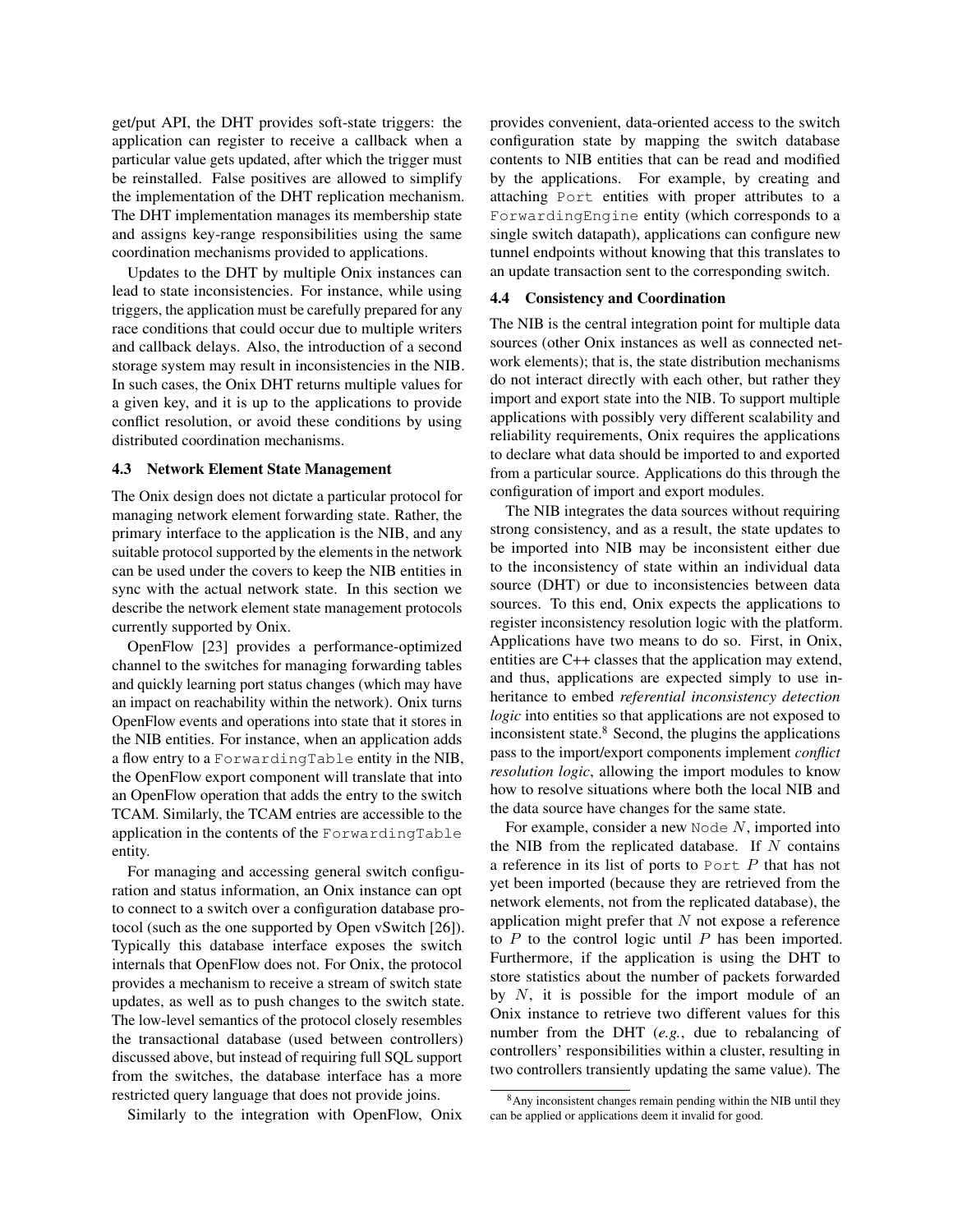get/put API, the DHT provides soft-state triggers: the application can register to receive a callback when a particular value gets updated, after which the trigger must be reinstalled. False positives are allowed to simplify the implementation of the DHT replication mechanism. The DHT implementation manages its membership state and assigns key-range responsibilities using the same coordination mechanisms provided to applications.

Updates to the DHT by multiple Onix instances can lead to state inconsistencies. For instance, while using triggers, the application must be carefully prepared for any race conditions that could occur due to multiple writers and callback delays. Also, the introduction of a second storage system may result in inconsistencies in the NIB. In such cases, the Onix DHT returns multiple values for a given key, and it is up to the applications to provide conflict resolution, or avoid these conditions by using distributed coordination mechanisms.

### 4.3 Network Element State Management

The Onix design does not dictate a particular protocol for managing network element forwarding state. Rather, the primary interface to the application is the NIB, and any suitable protocol supported by the elements in the network can be used under the covers to keep the NIB entities in sync with the actual network state. In this section we describe the network element state management protocols currently supported by Onix.

OpenFlow [23] provides a performance-optimized channel to the switches for managing forwarding tables and quickly learning port status changes (which may have an impact on reachability within the network). Onix turns OpenFlow events and operations into state that it stores in the NIB entities. For instance, when an application adds a flow entry to a `ForwardingTable` entity in the NIB, the OpenFlow export component will translate that into an OpenFlow operation that adds the entry to the switch TCAM. Similarly, the TCAM entries are accessible to the application in the contents of the `ForwardingTable` entity.

For managing and accessing general switch configuration and status information, an Onix instance can opt to connect to a switch over a configuration database protocol (such as the one supported by Open vSwitch [26]). Typically this database interface exposes the switch internals that OpenFlow does not. For Onix, the protocol provides a mechanism to receive a stream of switch state updates, as well as to push changes to the switch state. The low-level semantics of the protocol closely resembles the transactional database (used between controllers) discussed above, but instead of requiring full SQL support from the switches, the database interface has a more restricted query language that does not provide joins.

Similarly to the integration with OpenFlow, Onix provides convenient, data-oriented access to the switch configuration state by mapping the switch database contents to NIB entities that can be read and modified by the applications. For example, by creating and attaching `Port` entities with proper attributes to a `ForwardingEngine` entity (which corresponds to a single switch datapath), applications can configure new tunnel endpoints without knowing that this translates to an update transaction sent to the corresponding switch.

### 4.4 Consistency and Coordination

The NIB is the central integration point for multiple data sources (other Onix instances as well as connected network elements); that is, the state distribution mechanisms do not interact directly with each other, but rather they import and export state into the NIB. To support multiple applications with possibly very different scalability and reliability requirements, Onix requires the applications to declare what data should be imported to and exported from a particular source. Applications do this through the configuration of import and export modules.

The NIB integrates the data sources without requiring strong consistency, and as a result, the state updates to be imported into NIB may be inconsistent either due to the inconsistency of state within an individual data source (DHT) or due to inconsistencies between data sources. To this end, Onix expects the applications to register inconsistency resolution logic with the platform. Applications have two means to do so. First, in Onix, entities are C++ classes that the application may extend, and thus, applications are expected simply to use inheritance to embed *referential inconsistency detection logic* into entities so that applications are not exposed to inconsistent state.[8] Second, the plugins the applications pass to the import/export components implement *conflict resolution logic*, allowing the import modules to know how to resolve situations where both the local NIB and the data source have changes for the same state.

For example, consider a new `Node` $N$, imported into the NIB from the replicated database. If $N$ contains a reference in its list of ports to `Port` $P$ that has not yet been imported (because they are retrieved from the network elements, not from the replicated database), the application might prefer that $N$ not expose a reference to $P$ to the control logic until $P$ has been imported. Furthermore, if the application is using the DHT to store statistics about the number of packets forwarded by $N$, it is possible for the import module of an Onix instance to retrieve two different values for this number from the DHT (*e.g.*, due to rebalancing of controllers' responsibilities within a cluster, resulting in two controllers transiently updating the same value). The

[8] Any inconsistent changes remain pending within the NIB until they can be applied or applications deem it invalid for good.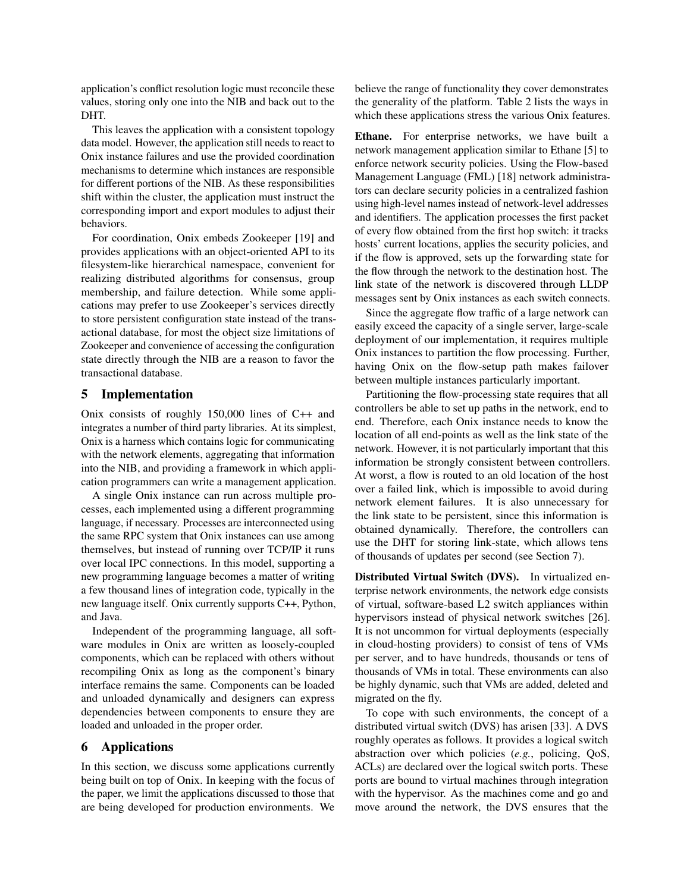application's conflict resolution logic must reconcile these values, storing only one into the NIB and back out to the DHT.

This leaves the application with a consistent topology data model. However, the application still needs to react to Onix instance failures and use the provided coordination mechanisms to determine which instances are responsible for different portions of the NIB. As these responsibilities shift within the cluster, the application must instruct the corresponding import and export modules to adjust their behaviors.

For coordination, Onix embeds Zookeeper [19] and provides applications with an object-oriented API to its filesystem-like hierarchical namespace, convenient for realizing distributed algorithms for consensus, group membership, and failure detection. While some applications may prefer to use Zookeeper's services directly to store persistent configuration state instead of the transactional database, for most the object size limitations of Zookeeper and convenience of accessing the configuration state directly through the NIB are a reason to favor the transactional database.

## 5 Implementation

Onix consists of roughly 150,000 lines of C++ and integrates a number of third party libraries. At its simplest, Onix is a harness which contains logic for communicating with the network elements, aggregating that information into the NIB, and providing a framework in which application programmers can write a management application.

A single Onix instance can run across multiple processes, each implemented using a different programming language, if necessary. Processes are interconnected using the same RPC system that Onix instances can use among themselves, but instead of running over TCP/IP it runs over local IPC connections. In this model, supporting a new programming language becomes a matter of writing a few thousand lines of integration code, typically in the new language itself. Onix currently supports C++, Python, and Java.

Independent of the programming language, all software modules in Onix are written as loosely-coupled components, which can be replaced with others without recompiling Onix as long as the component's binary interface remains the same. Components can be loaded and unloaded dynamically and designers can express dependencies between components to ensure they are loaded and unloaded in the proper order.

## 6 Applications

In this section, we discuss some applications currently being built on top of Onix. In keeping with the focus of the paper, we limit the applications discussed to those that are being developed for production environments. We believe the range of functionality they cover demonstrates the generality of the platform. Table 2 lists the ways in which these applications stress the various Onix features.

**Ethane.** For enterprise networks, we have built a network management application similar to Ethane [5] to enforce network security policies. Using the Flow-based Management Language (FML) [18] network administrators can declare security policies in a centralized fashion using high-level names instead of network-level addresses and identifiers. The application processes the first packet of every flow obtained from the first hop switch: it tracks hosts' current locations, applies the security policies, and if the flow is approved, sets up the forwarding state for the flow through the network to the destination host. The link state of the network is discovered through LLDP messages sent by Onix instances as each switch connects.

Since the aggregate flow traffic of a large network can easily exceed the capacity of a single server, large-scale deployment of our implementation, it requires multiple Onix instances to partition the flow processing. Further, having Onix on the flow-setup path makes failover between multiple instances particularly important.

Partitioning the flow-processing state requires that all controllers be able to set up paths in the network, end to end. Therefore, each Onix instance needs to know the location of all end-points as well as the link state of the network. However, it is not particularly important that this information be strongly consistent between controllers. At worst, a flow is routed to an old location of the host over a failed link, which is impossible to avoid during network element failures. It is also unnecessary for the link state to be persistent, since this information is obtained dynamically. Therefore, the controllers can use the DHT for storing link-state, which allows tens of thousands of updates per second (see Section 7).

**Distributed Virtual Switch (DVS).** In virtualized enterprise network environments, the network edge consists of virtual, software-based L2 switch appliances within hypervisors instead of physical network switches [26]. It is not uncommon for virtual deployments (especially in cloud-hosting providers) to consist of tens of VMs per server, and to have hundreds, thousands or tens of thousands of VMs in total. These environments can also be highly dynamic, such that VMs are added, deleted and migrated on the fly.

To cope with such environments, the concept of a distributed virtual switch (DVS) has arisen [33]. A DVS roughly operates as follows. It provides a logical switch abstraction over which policies (*e.g.*, policing, QoS, ACLs) are declared over the logical switch ports. These ports are bound to virtual machines through integration with the hypervisor. As the machines come and go and move around the network, the DVS ensures that the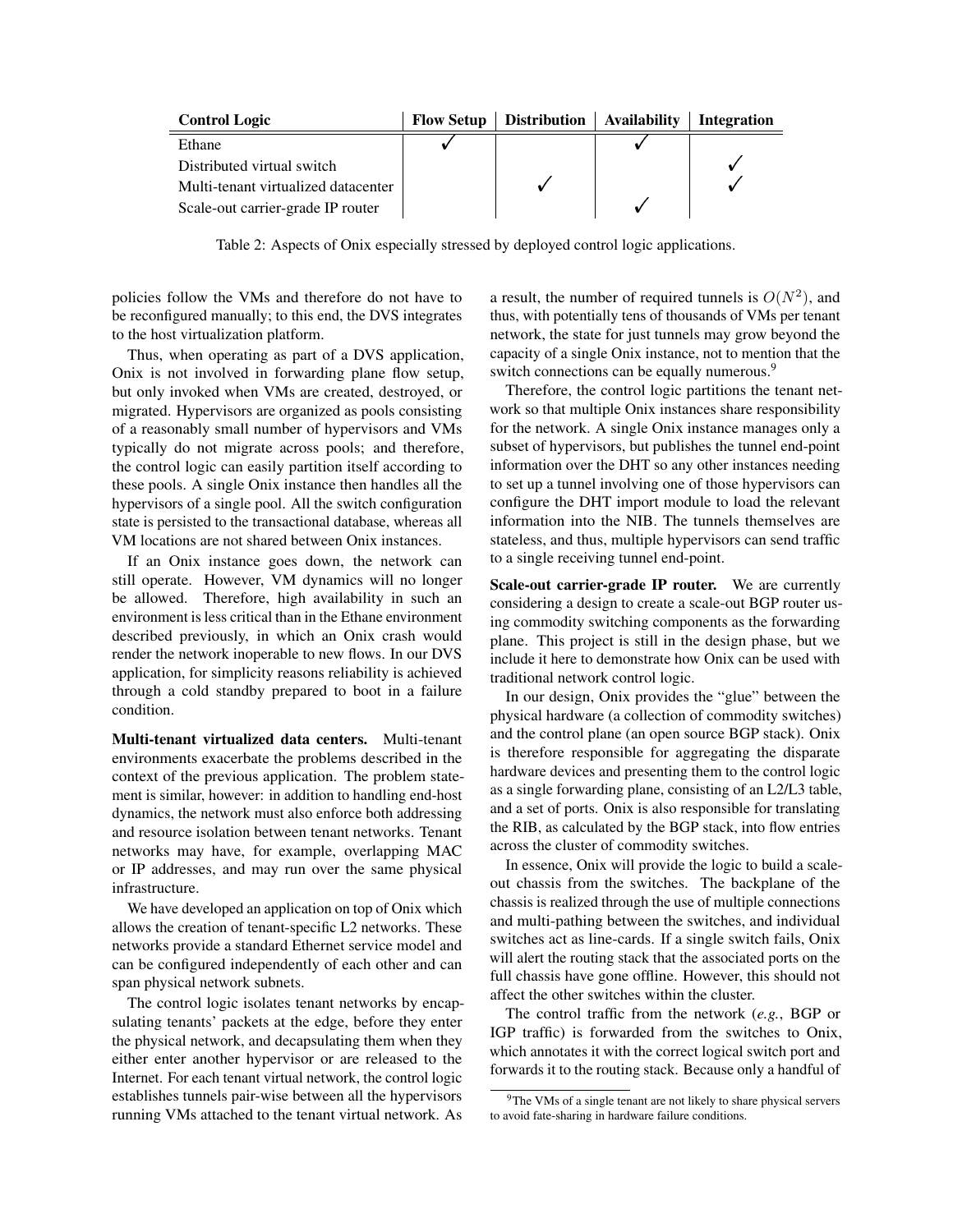| Control Logic | Flow Setup | Distribution | Availability | Integration |
|---|---|---|---|---|
| Ethane | ✓ | | ✓ | |
| Distributed virtual switch | | | | ✓ |
| Multi-tenant virtualized datacenter | | ✓ | | ✓ |
| Scale-out carrier-grade IP router | | | ✓ | |

Table 2: Aspects of Onix especially stressed by deployed control logic applications.

policies follow the VMs and therefore do not have to be reconfigured manually; to this end, the DVS integrates to the host virtualization platform.

Thus, when operating as part of a DVS application, Onix is not involved in forwarding plane flow setup, but only invoked when VMs are created, destroyed, or migrated. Hypervisors are organized as pools consisting of a reasonably small number of hypervisors and VMs typically do not migrate across pools; and therefore, the control logic can easily partition itself according to these pools. A single Onix instance then handles all the hypervisors of a single pool. All the switch configuration state is persisted to the transactional database, whereas all VM locations are not shared between Onix instances.

If an Onix instance goes down, the network can still operate. However, VM dynamics will no longer be allowed. Therefore, high availability in such an environment is less critical than in the Ethane environment described previously, in which an Onix crash would render the network inoperable to new flows. In our DVS application, for simplicity reasons reliability is achieved through a cold standby prepared to boot in a failure condition.

**Multi-tenant virtualized data centers.** Multi-tenant environments exacerbate the problems described in the context of the previous application. The problem statement is similar, however: in addition to handling end-host dynamics, the network must also enforce both addressing and resource isolation between tenant networks. Tenant networks may have, for example, overlapping MAC or IP addresses, and may run over the same physical infrastructure.

We have developed an application on top of Onix which allows the creation of tenant-specific L2 networks. These networks provide a standard Ethernet service model and can be configured independently of each other and can span physical network subnets.

The control logic isolates tenant networks by encapsulating tenants' packets at the edge, before they enter the physical network, and decapsulating them when they either enter another hypervisor or are released to the Internet. For each tenant virtual network, the control logic establishes tunnels pair-wise between all the hypervisors running VMs attached to the tenant virtual network. As a result, the number of required tunnels is $O(N^2)$, and thus, with potentially tens of thousands of VMs per tenant network, the state for just tunnels may grow beyond the capacity of a single Onix instance, not to mention that the switch connections can be equally numerous.[9]

Therefore, the control logic partitions the tenant network so that multiple Onix instances share responsibility for the network. A single Onix instance manages only a subset of hypervisors, but publishes the tunnel end-point information over the DHT so any other instances needing to set up a tunnel involving one of those hypervisors can configure the DHT import module to load the relevant information into the NIB. The tunnels themselves are stateless, and thus, multiple hypervisors can send traffic to a single receiving tunnel end-point.

**Scale-out carrier-grade IP router.** We are currently considering a design to create a scale-out BGP router using commodity switching components as the forwarding plane. This project is still in the design phase, but we include it here to demonstrate how Onix can be used with traditional network control logic.

In our design, Onix provides the "glue" between the physical hardware (a collection of commodity switches) and the control plane (an open source BGP stack). Onix is therefore responsible for aggregating the disparate hardware devices and presenting them to the control logic as a single forwarding plane, consisting of an L2/L3 table, and a set of ports. Onix is also responsible for translating the RIB, as calculated by the BGP stack, into flow entries across the cluster of commodity switches.

In essence, Onix will provide the logic to build a scale-out chassis from the switches. The backplane of the chassis is realized through the use of multiple connections and multi-pathing between the switches, and individual switches act as line-cards. If a single switch fails, Onix will alert the routing stack that the associated ports on the full chassis have gone offline. However, this should not affect the other switches within the cluster.

The control traffic from the network (*e.g.*, BGP or IGP traffic) is forwarded from the switches to Onix, which annotates it with the correct logical switch port and forwards it to the routing stack. Because only a handful of

[9] The VMs of a single tenant are not likely to share physical servers to avoid fate-sharing in hardware failure conditions.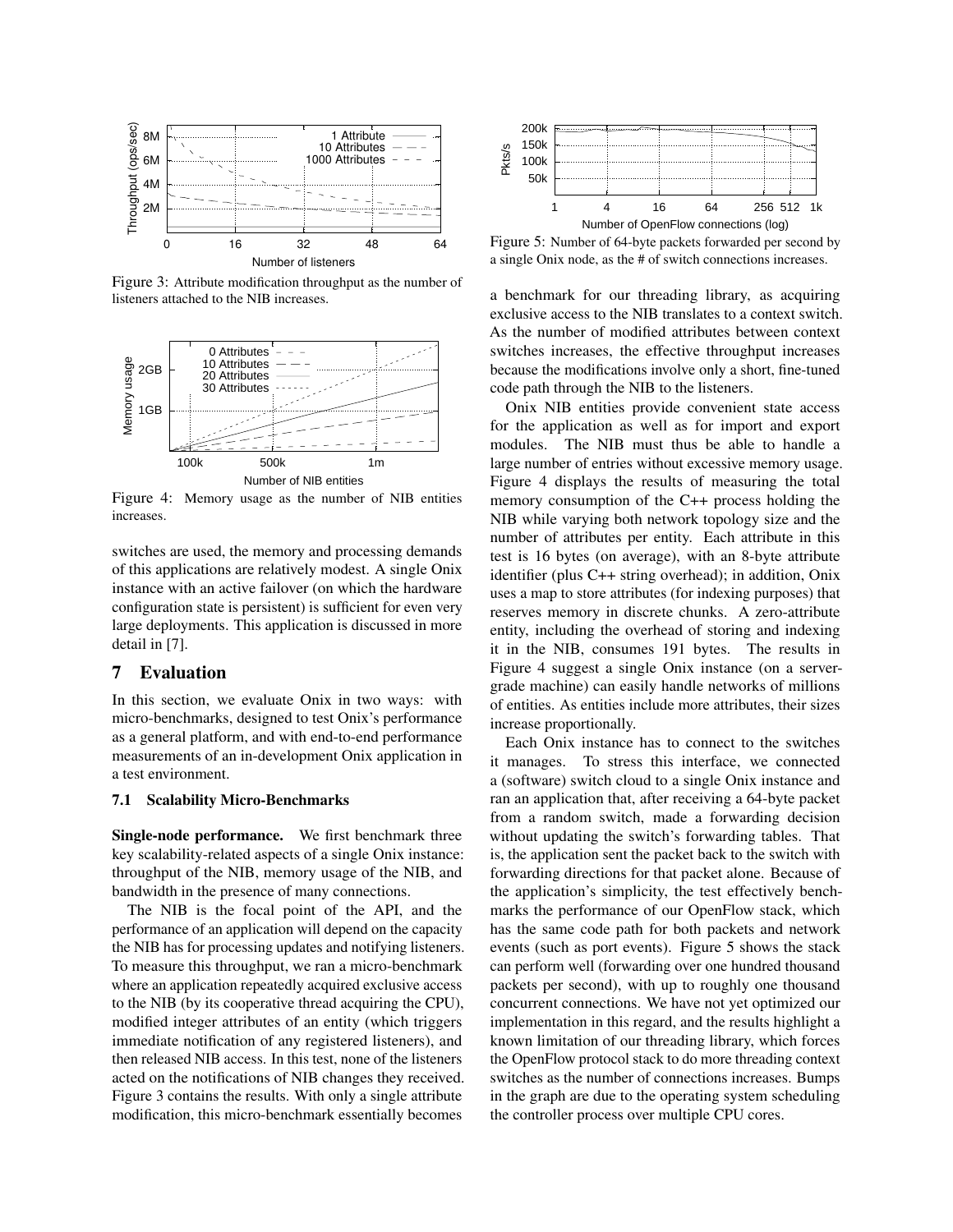Figure 3: Attribute modification throughput as the number of listeners attached to the NIB increases.

Figure 4: Memory usage as the number of NIB entities increases.

switches are used, the memory and processing demands of this applications are relatively modest. A single Onix instance with an active failover (on which the hardware configuration state is persistent) is sufficient for even very large deployments. This application is discussed in more detail in [7].

# 7 Evaluation

In this section, we evaluate Onix in two ways: with micro-benchmarks, designed to test Onix's performance as a general platform, and with end-to-end performance measurements of an in-development Onix application in a test environment.

## 7.1 Scalability Micro-Benchmarks

**Single-node performance.** We first benchmark three key scalability-related aspects of a single Onix instance: throughput of the NIB, memory usage of the NIB, and bandwidth in the presence of many connections.

The NIB is the focal point of the API, and the performance of an application will depend on the capacity the NIB has for processing updates and notifying listeners. To measure this throughput, we ran a micro-benchmark where an application repeatedly acquired exclusive access to the NIB (by its cooperative thread acquiring the CPU), modified integer attributes of an entity (which triggers immediate notification of any registered listeners), and then released NIB access. In this test, none of the listeners acted on the notifications of NIB changes they received. Figure 3 contains the results. With only a single attribute modification, this micro-benchmark essentially becomes a benchmark for our threading library, as acquiring exclusive access to the NIB translates to a context switch. As the number of modified attributes between context switches increases, the effective throughput increases because the modifications involve only a short, fine-tuned code path through the NIB to the listeners.

Onix NIB entities provide convenient state access for the application as well as for import and export modules. The NIB must thus be able to handle a large number of entries without excessive memory usage. Figure 4 displays the results of measuring the total memory consumption of the C++ process holding the NIB while varying both network topology size and the number of attributes per entity. Each attribute in this test is 16 bytes (on average), with an 8-byte attribute identifier (plus C++ string overhead); in addition, Onix uses a map to store attributes (for indexing purposes) that reserves memory in discrete chunks. A zero-attribute entity, including the overhead of storing and indexing it in the NIB, consumes 191 bytes. The results in Figure 4 suggest a single Onix instance (on a server-grade machine) can easily handle networks of millions of entities. As entities include more attributes, their sizes increase proportionally.

Figure 5: Number of 64-byte packets forwarded per second by a single Onix node, as the # of switch connections increases.

Each Onix instance has to connect to the switches it manages. To stress this interface, we connected a (software) switch cloud to a single Onix instance and ran an application that, after receiving a 64-byte packet from a random switch, made a forwarding decision without updating the switch's forwarding tables. That is, the application sent the packet back to the switch with forwarding directions for that packet alone. Because of the application's simplicity, the test effectively benchmarks the performance of our OpenFlow stack, which has the same code path for both packets and network events (such as port events). Figure 5 shows the stack can perform well (forwarding over one hundred thousand packets per second), with up to roughly one thousand concurrent connections. We have not yet optimized our implementation in this regard, and the results highlight a known limitation of our threading library, which forces the OpenFlow protocol stack to do more threading context switches as the number of connections increases. Bumps in the graph are due to the operating system scheduling the controller process over multiple CPU cores.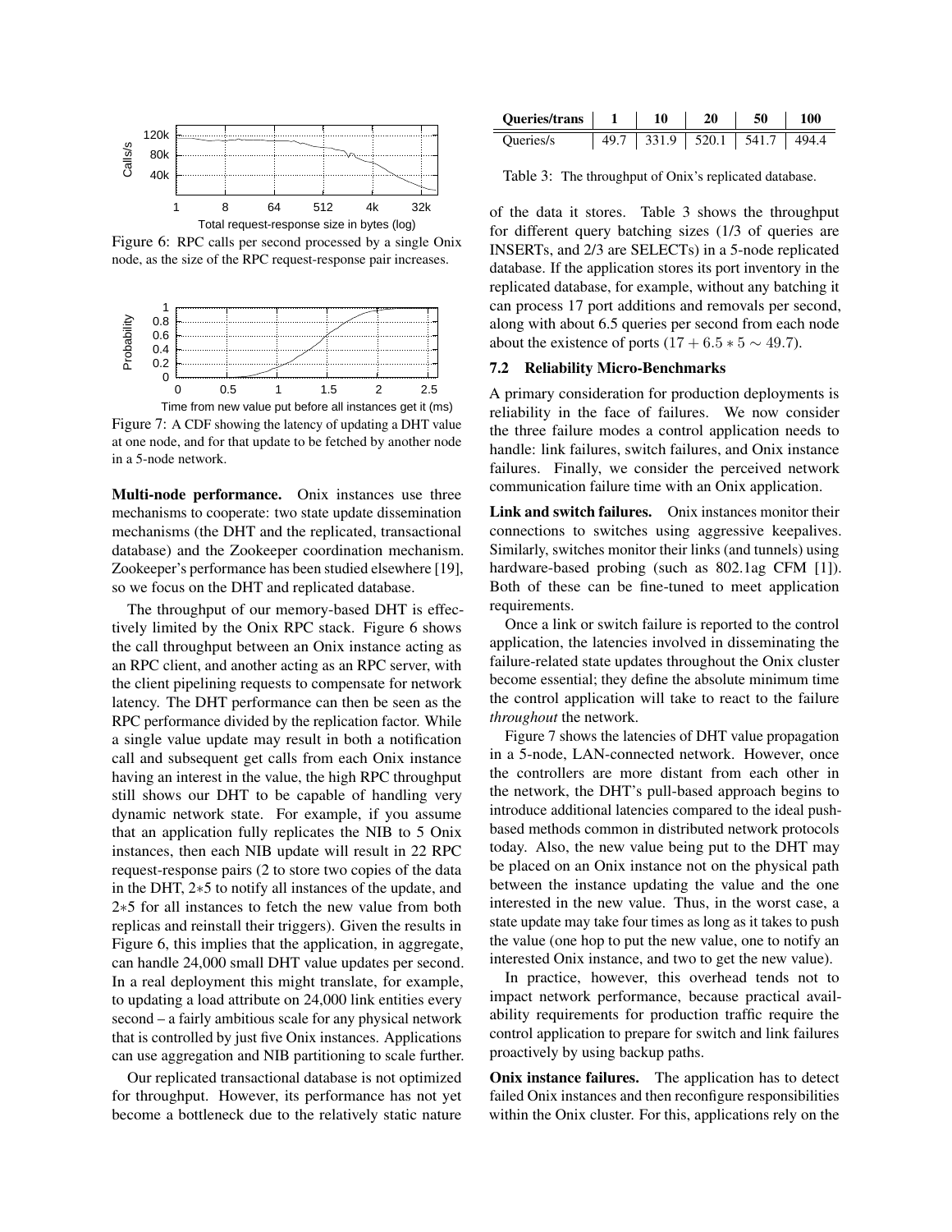Figure 6: RPC calls per second processed by a single Onix node, as the size of the RPC request-response pair increases.

Figure 7: A CDF showing the latency of updating a DHT value at one node, and for that update to be fetched by another node in a 5-node network.

**Multi-node performance.** Onix instances use three mechanisms to cooperate: two state update dissemination mechanisms (the DHT and the replicated, transactional database) and the Zookeeper coordination mechanism. Zookeeper's performance has been studied elsewhere [19], so we focus on the DHT and replicated database.

The throughput of our memory-based DHT is effectively limited by the Onix RPC stack. Figure 6 shows the call throughput between an Onix instance acting as an RPC client, and another acting as an RPC server, with the client pipelining requests to compensate for network latency. The DHT performance can then be seen as the RPC performance divided by the replication factor. While a single value update may result in both a notification call and subsequent get calls from each Onix instance having an interest in the value, the high RPC throughput still shows our DHT to be capable of handling very dynamic network state. For example, if you assume that an application fully replicates the NIB to 5 Onix instances, then each NIB update will result in 22 RPC request-response pairs (2 to store two copies of the data in the DHT, $2*5$ to notify all instances of the update, and $2*5$ for all instances to fetch the new value from both replicas and reinstall their triggers). Given the results in Figure 6, this implies that the application, in aggregate, can handle 24,000 small DHT value updates per second. In a real deployment this might translate, for example, to updating a load attribute on 24,000 link entities every second – a fairly ambitious scale for any physical network that is controlled by just five Onix instances. Applications can use aggregation and NIB partitioning to scale further.

Our replicated transactional database is not optimized for throughput. However, its performance has not yet become a bottleneck due to the relatively static nature of the data it stores. Table 3 shows the throughput for different query batching sizes (1/3 of queries are INSERTs, and 2/3 are SELECTs) in a 5-node replicated database. If the application stores its port inventory in the replicated database, for example, without any batching it can process 17 port additions and removals per second, along with about 6.5 queries per second from each node about the existence of ports ($17 + 6.5 * 5 \sim 49.7$).

| Queries/trans | 1 | 10 | 20 | 50 | 100 |
|---|---|---|---|---|---|
| Queries/s | 49.7 | 331.9 | 520.1 | 541.7 | 494.4 |

Table 3: The throughput of Onix's replicated database.

### 7.2 Reliability Micro-Benchmarks

A primary consideration for production deployments is reliability in the face of failures. We now consider the three failure modes a control application needs to handle: link failures, switch failures, and Onix instance failures. Finally, we consider the perceived network communication failure time with an Onix application.

**Link and switch failures.** Onix instances monitor their connections to switches using aggressive keepalives. Similarly, switches monitor their links (and tunnels) using hardware-based probing (such as 802.1ag CFM [1]). Both of these can be fine-tuned to meet application requirements.

Once a link or switch failure is reported to the control application, the latencies involved in disseminating the failure-related state updates throughout the Onix cluster become essential; they define the absolute minimum time the control application will take to react to the failure *throughout* the network.

Figure 7 shows the latencies of DHT value propagation in a 5-node, LAN-connected network. However, once the controllers are more distant from each other in the network, the DHT's pull-based approach begins to introduce additional latencies compared to the ideal push-based methods common in distributed network protocols today. Also, the new value being put to the DHT may be placed on an Onix instance not on the physical path between the instance updating the value and the one interested in the new value. Thus, in the worst case, a state update may take four times as long as it takes to push the value (one hop to put the new value, one to notify an interested Onix instance, and two to get the new value).

In practice, however, this overhead tends not to impact network performance, because practical availability requirements for production traffic require the control application to prepare for switch and link failures proactively by using backup paths.

**Onix instance failures.** The application has to detect failed Onix instances and then reconfigure responsibilities within the Onix cluster. For this, applications rely on the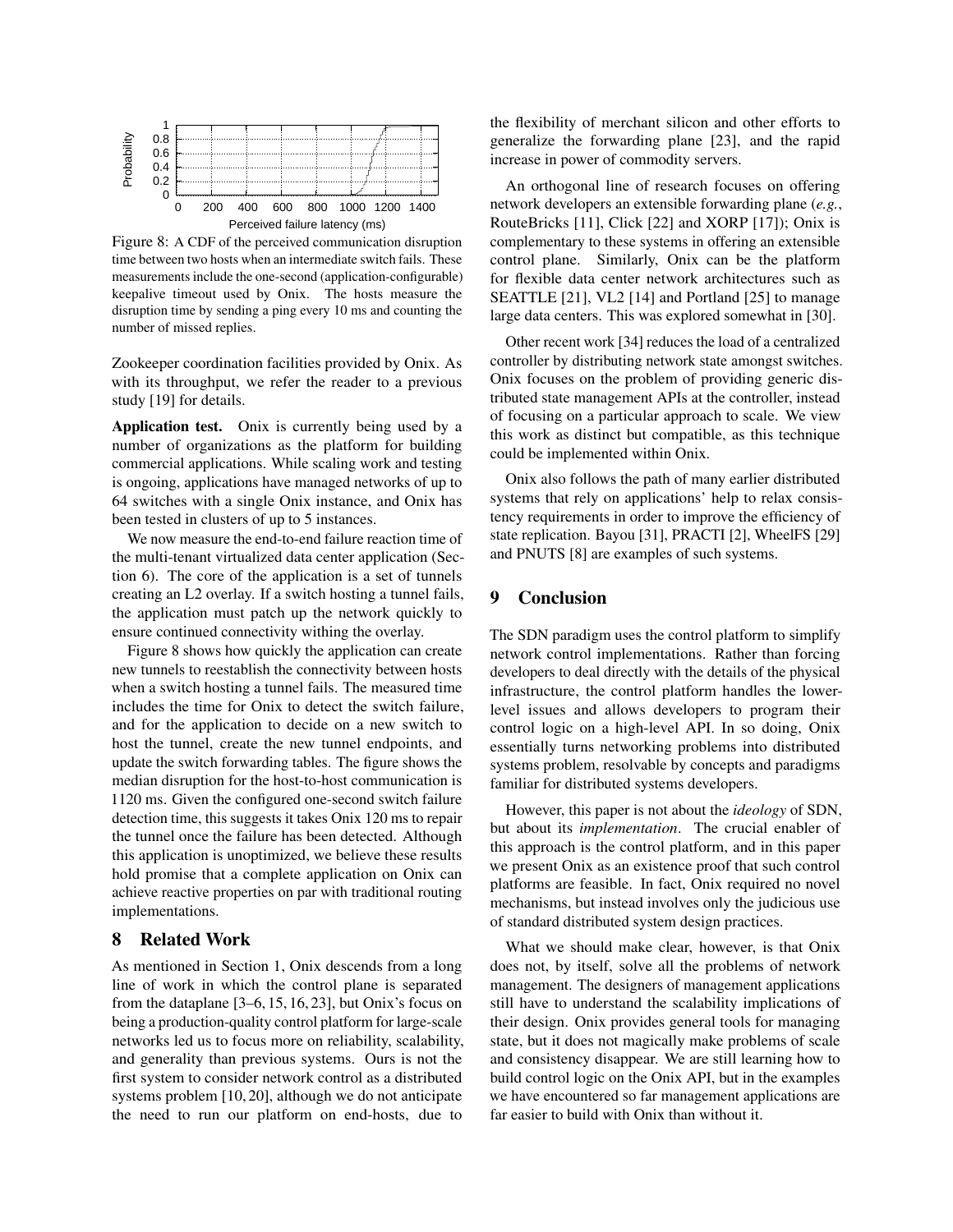Figure 8: A CDF of the perceived communication disruption time between two hosts when an intermediate switch fails. These measurements include the one-second (application-configurable) keepalive timeout used by Onix. The hosts measure the disruption time by sending a ping every 10 ms and counting the number of missed replies.

Zookeeper coordination facilities provided by Onix. As with its throughput, we refer the reader to a previous study [19] for details.

**Application test.** Onix is currently being used by a number of organizations as the platform for building commercial applications. While scaling work and testing is ongoing, applications have managed networks of up to 64 switches with a single Onix instance, and Onix has been tested in clusters of up to 5 instances.

We now measure the end-to-end failure reaction time of the multi-tenant virtualized data center application (Section 6). The core of the application is a set of tunnels creating an L2 overlay. If a switch hosting a tunnel fails, the application must patch up the network quickly to ensure continued connectivity withing the overlay.

Figure 8 shows how quickly the application can create new tunnels to reestablish the connectivity between hosts when a switch hosting a tunnel fails. The measured time includes the time for Onix to detect the switch failure, and for the application to decide on a new switch to host the tunnel, create the new tunnel endpoints, and update the switch forwarding tables. The figure shows the median disruption for the host-to-host communication is 1120 ms. Given the configured one-second switch failure detection time, this suggests it takes Onix 120 ms to repair the tunnel once the failure has been detected. Although this application is unoptimized, we believe these results hold promise that a complete application on Onix can achieve reactive properties on par with traditional routing implementations.

## 8 Related Work

As mentioned in Section 1, Onix descends from a long line of work in which the control plane is separated from the dataplane [3–6, 15, 16, 23], but Onix's focus on being a production-quality control platform for large-scale networks led us to focus more on reliability, scalability, and generality than previous systems. Ours is not the first system to consider network control as a distributed systems problem [10, 20], although we do not anticipate the need to run our platform on end-hosts, due to the flexibility of merchant silicon and other efforts to generalize the forwarding plane [23], and the rapid increase in power of commodity servers.

An orthogonal line of research focuses on offering network developers an extensible forwarding plane (*e.g.*, RouteBricks [11], Click [22] and XORP [17]); Onix is complementary to these systems in offering an extensible control plane. Similarly, Onix can be the platform for flexible data center network architectures such as SEATTLE [21], VL2 [14] and Portland [25] to manage large data centers. This was explored somewhat in [30].

Other recent work [34] reduces the load of a centralized controller by distributing network state amongst switches. Onix focuses on the problem of providing generic distributed state management APIs at the controller, instead of focusing on a particular approach to scale. We view this work as distinct but compatible, as this technique could be implemented within Onix.

Onix also follows the path of many earlier distributed systems that rely on applications' help to relax consistency requirements in order to improve the efficiency of state replication. Bayou [31], PRACTI [2], WheelFS [29] and PNUTS [8] are examples of such systems.

## 9 Conclusion

The SDN paradigm uses the control platform to simplify network control implementations. Rather than forcing developers to deal directly with the details of the physical infrastructure, the control platform handles the lower-level issues and allows developers to program their control logic on a high-level API. In so doing, Onix essentially turns networking problems into distributed systems problem, resolvable by concepts and paradigms familiar for distributed systems developers.

However, this paper is not about the *ideology* of SDN, but about its *implementation*. The crucial enabler of this approach is the control platform, and in this paper we present Onix as an existence proof that such control platforms are feasible. In fact, Onix required no novel mechanisms, but instead involves only the judicious use of standard distributed system design practices.

What we should make clear, however, is that Onix does not, by itself, solve all the problems of network management. The designers of management applications still have to understand the scalability implications of their design. Onix provides general tools for managing state, but it does not magically make problems of scale and consistency disappear. We are still learning how to build control logic on the Onix API, but in the examples we have encountered so far management applications are far easier to build with Onix than without it.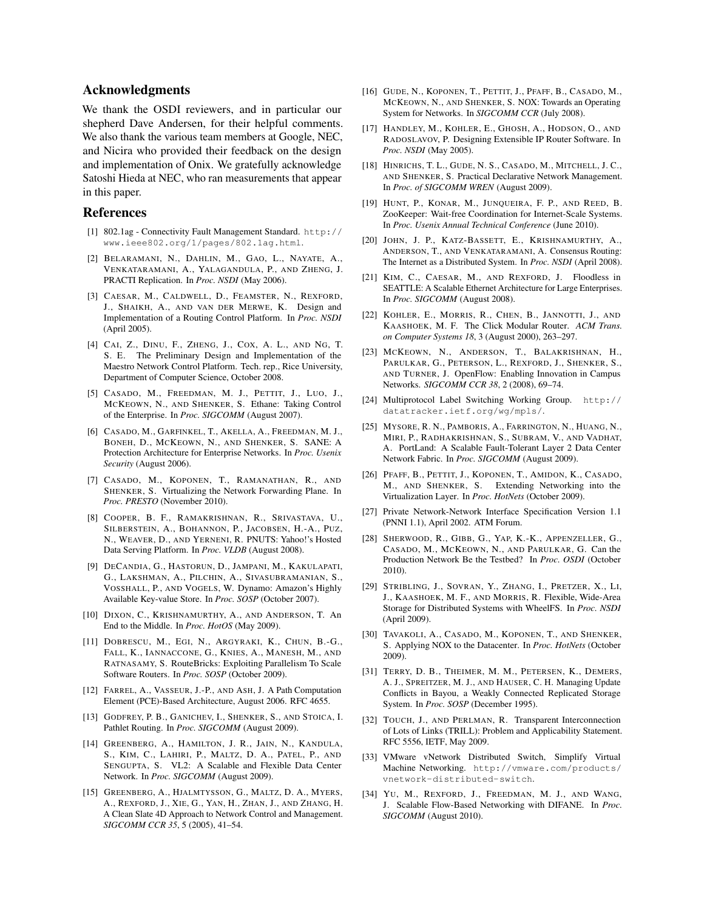## Acknowledgments

We thank the OSDI reviewers, and in particular our shepherd Dave Andersen, for their helpful comments. We also thank the various team members at Google, NEC, and Nicira who provided their feedback on the design and implementation of Onix. We gratefully acknowledge Satoshi Hieda at NEC, who ran measurements that appear in this paper.

## References

[1] 802.1ag - Connectivity Fault Management Standard. http://www.ieee802.org/1/pages/802.1ag.html.

[2] BELARAMANI, N., DAHLIN, M., GAO, L., NAYATE, A., VENKATARAMANI, A., YALAGANDULA, P., AND ZHENG, J. PRACTI Replication. In *Proc. NSDI* (May 2006).

[3] CAESAR, M., CALDWELL, D., FEAMSTER, N., REXFORD, J., SHAIKH, A., AND VAN DER MERWE, K. Design and Implementation of a Routing Control Platform. In *Proc. NSDI* (April 2005).

[4] CAI, Z., DINU, F., ZHENG, J., COX, A. L., AND NG, T. S. E. The Preliminary Design and Implementation of the Maestro Network Control Platform. Tech. rep., Rice University, Department of Computer Science, October 2008.

[5] CASADO, M., FREEDMAN, M. J., PETTIT, J., LUO, J., MCKEOWN, N., AND SHENKER, S. Ethane: Taking Control of the Enterprise. In *Proc. SIGCOMM* (August 2007).

[6] CASADO, M., GARFINKEL, T., AKELLA, A., FREEDMAN, M. J., BONEH, D., MCKEOWN, N., AND SHENKER, S. SANE: A Protection Architecture for Enterprise Networks. In *Proc. Usenix Security* (August 2006).

[7] CASADO, M., KOPONEN, T., RAMANATHAN, R., AND SHENKER, S. Virtualizing the Network Forwarding Plane. In *Proc. PRESTO* (November 2010).

[8] COOPER, B. F., RAMAKRISHNAN, R., SRIVASTAVA, U., SILBERSTEIN, A., BOHANNON, P., JACOBSEN, H.-A., PUZ, N., WEAVER, D., AND YERNENI, R. PNUTS: Yahoo!'s Hosted Data Serving Platform. In *Proc. VLDB* (August 2008).

[9] DECANDIA, G., HASTORUN, D., JAMPANI, M., KAKULAPATI, G., LAKSHMAN, A., PILCHIN, A., SIVASUBRAMANIAN, S., VOSSHALL, P., AND VOGELS, W. Dynamo: Amazon's Highly Available Key-value Store. In *Proc. SOSP* (October 2007).

[10] DIXON, C., KRISHNAMURTHY, A., AND ANDERSON, T. An End to the Middle. In *Proc. HotOS* (May 2009).

[11] DOBRESCU, M., EGI, N., ARGYRAKI, K., CHUN, B.-G., FALL, K., IANNACCONE, G., KNIES, A., MANESH, M., AND RATNASAMY, S. RouteBricks: Exploiting Parallelism To Scale Software Routers. In *Proc. SOSP* (October 2009).

[12] FARREL, A., VASSEUR, J.-P., AND ASH, J. A Path Computation Element (PCE)-Based Architecture, August 2006. RFC 4655.

[13] GODFREY, P. B., GANICHEV, I., SHENKER, S., AND STOICA, I. Pathlet Routing. In *Proc. SIGCOMM* (August 2009).

[14] GREENBERG, A., HAMILTON, J. R., JAIN, N., KANDULA, S., KIM, C., LAHIRI, P., MALTZ, D. A., PATEL, P., AND SENGUPTA, S. VL2: A Scalable and Flexible Data Center Network. In *Proc. SIGCOMM* (August 2009).

[15] GREENBERG, A., HJALMTYSSON, G., MALTZ, D. A., MYERS, A., REXFORD, J., XIE, G., YAN, H., ZHAN, J., AND ZHANG, H. A Clean Slate 4D Approach to Network Control and Management. *SIGCOMM CCR 35*, 5 (2005), 41–54.

[16] GUDE, N., KOPONEN, T., PETTIT, J., PFAFF, B., CASADO, M., MCKEOWN, N., AND SHENKER, S. NOX: Towards an Operating System for Networks. In *SIGCOMM CCR* (July 2008).

[17] HANDLEY, M., KOHLER, E., GHOSH, A., HODSON, O., AND RADOSLAVOV, P. Designing Extensible IP Router Software. In *Proc. NSDI* (May 2005).

[18] HINRICHS, T. L., GUDE, N. S., CASADO, M., MITCHELL, J. C., AND SHENKER, S. Practical Declarative Network Management. In *Proc. of SIGCOMM WREN* (August 2009).

[19] HUNT, P., KONAR, M., JUNQUEIRA, F. P., AND REED, B. ZooKeeper: Wait-free Coordination for Internet-Scale Systems. In *Proc. Usenix Annual Technical Conference* (June 2010).

[20] JOHN, J. P., KATZ-BASSETT, E., KRISHNAMURTHY, A., ANDERSON, T., AND VENKATARAMANI, A. Consensus Routing: The Internet as a Distributed System. In *Proc. NSDI* (April 2008).

[21] KIM, C., CAESAR, M., AND REXFORD, J. Floodless in SEATTLE: A Scalable Ethernet Architecture for Large Enterprises. In *Proc. SIGCOMM* (August 2008).

[22] KOHLER, E., MORRIS, R., CHEN, B., JANNOTTI, J., AND KAASHOEK, M. F. The Click Modular Router. *ACM Trans. on Computer Systems 18*, 3 (August 2000), 263–297.

[23] MCKEOWN, N., ANDERSON, T., BALAKRISHNAN, H., PARULKAR, G., PETERSON, L., REXFORD, J., SHENKER, S., AND TURNER, J. OpenFlow: Enabling Innovation in Campus Networks. *SIGCOMM CCR 38*, 2 (2008), 69–74.

[24] Multiprotocol Label Switching Working Group. http://datatracker.ietf.org/wg/mpls/.

[25] MYSORE, R. N., PAMBORIS, A., FARRINGTON, N., HUANG, N., MIRI, P., RADHAKRISHNAN, S., SUBRAM, V., AND VADHAT, A. PortLand: A Scalable Fault-Tolerant Layer 2 Data Center Network Fabric. In *Proc. SIGCOMM* (August 2009).

[26] PFAFF, B., PETTIT, J., KOPONEN, T., AMIDON, K., CASADO, M., AND SHENKER, S. Extending Networking into the Virtualization Layer. In *Proc. HotNets* (October 2009).

[27] Private Network-Network Interface Specification Version 1.1 (PNNI 1.1), April 2002. ATM Forum.

[28] SHERWOOD, R., GIBB, G., YAP, K.-K., APPENZELLER, G., CASADO, M., MCKEOWN, N., AND PARULKAR, G. Can the Production Network Be the Testbed? In *Proc. OSDI* (October 2010).

[29] STRIBLING, J., SOVRAN, Y., ZHANG, I., PRETZER, X., LI, J., KAASHOEK, M. F., AND MORRIS, R. Flexible, Wide-Area Storage for Distributed Systems with WheelFS. In *Proc. NSDI* (April 2009).

[30] TAVAKOLI, A., CASADO, M., KOPONEN, T., AND SHENKER, S. Applying NOX to the Datacenter. In *Proc. HotNets* (October 2009).

[31] TERRY, D. B., THEIMER, M. M., PETERSEN, K., DEMERS, A. J., SPREITZER, M. J., AND HAUSER, C. H. Managing Update Conflicts in Bayou, a Weakly Connected Replicated Storage System. In *Proc. SOSP* (December 1995).

[32] TOUCH, J., AND PERLMAN, R. Transparent Interconnection of Lots of Links (TRILL): Problem and Applicability Statement. RFC 5556, IETF, May 2009.

[33] VMware vNetwork Distributed Switch, Simplify Virtual Machine Networking. http://vmware.com/products/vnetwork-distributed-switch.

[34] YU, M., REXFORD, J., FREEDMAN, M. J., AND WANG, J. Scalable Flow-Based Networking with DIFANE. In *Proc. SIGCOMM* (August 2010).